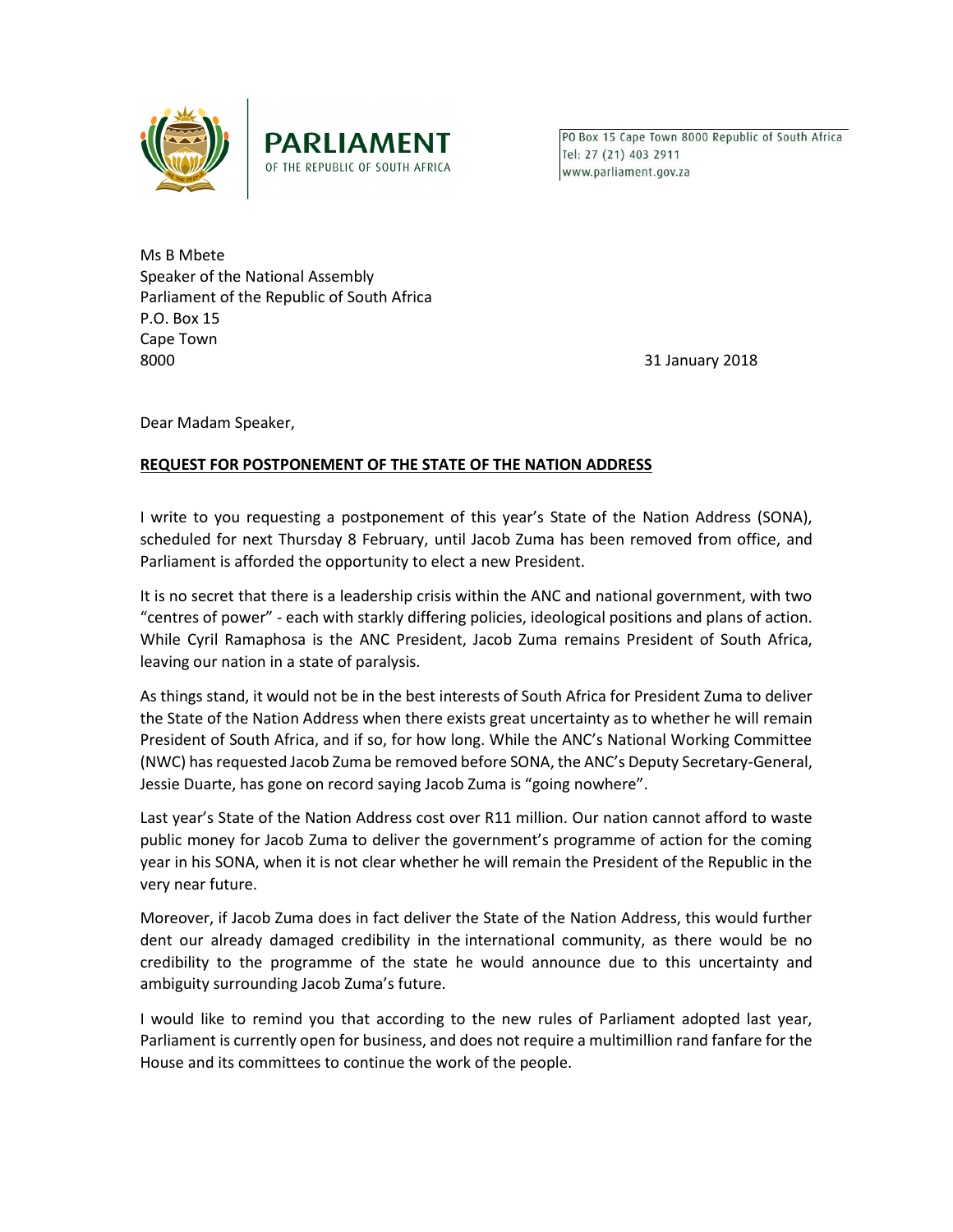**PARLIAMENT**
OF THE REPUBLIC OF SOUTH AFRICA

PO Box 15 Cape Town 8000 Republic of South Africa
Tel: 27 (21) 403 2911
www.parliament.gov.za

Ms B Mbete
Speaker of the National Assembly
Parliament of the Republic of South Africa
P.O. Box 15
Cape Town
8000

31 January 2018

Dear Madam Speaker,

**REQUEST FOR POSTPONEMENT OF THE STATE OF THE NATION ADDRESS**

I write to you requesting a postponement of this year's State of the Nation Address (SONA), scheduled for next Thursday 8 February, until Jacob Zuma has been removed from office, and Parliament is afforded the opportunity to elect a new President.

It is no secret that there is a leadership crisis within the ANC and national government, with two "centres of power" - each with starkly differing policies, ideological positions and plans of action. While Cyril Ramaphosa is the ANC President, Jacob Zuma remains President of South Africa, leaving our nation in a state of paralysis.

As things stand, it would not be in the best interests of South Africa for President Zuma to deliver the State of the Nation Address when there exists great uncertainty as to whether he will remain President of South Africa, and if so, for how long. While the ANC's National Working Committee (NWC) has requested Jacob Zuma be removed before SONA, the ANC's Deputy Secretary-General, Jessie Duarte, has gone on record saying Jacob Zuma is "going nowhere".

Last year's State of the Nation Address cost over R11 million. Our nation cannot afford to waste public money for Jacob Zuma to deliver the government's programme of action for the coming year in his SONA, when it is not clear whether he will remain the President of the Republic in the very near future.

Moreover, if Jacob Zuma does in fact deliver the State of the Nation Address, this would further dent our already damaged credibility in the international community, as there would be no credibility to the programme of the state he would announce due to this uncertainty and ambiguity surrounding Jacob Zuma's future.

I would like to remind you that according to the new rules of Parliament adopted last year, Parliament is currently open for business, and does not require a multimillion rand fanfare for the House and its committees to continue the work of the people.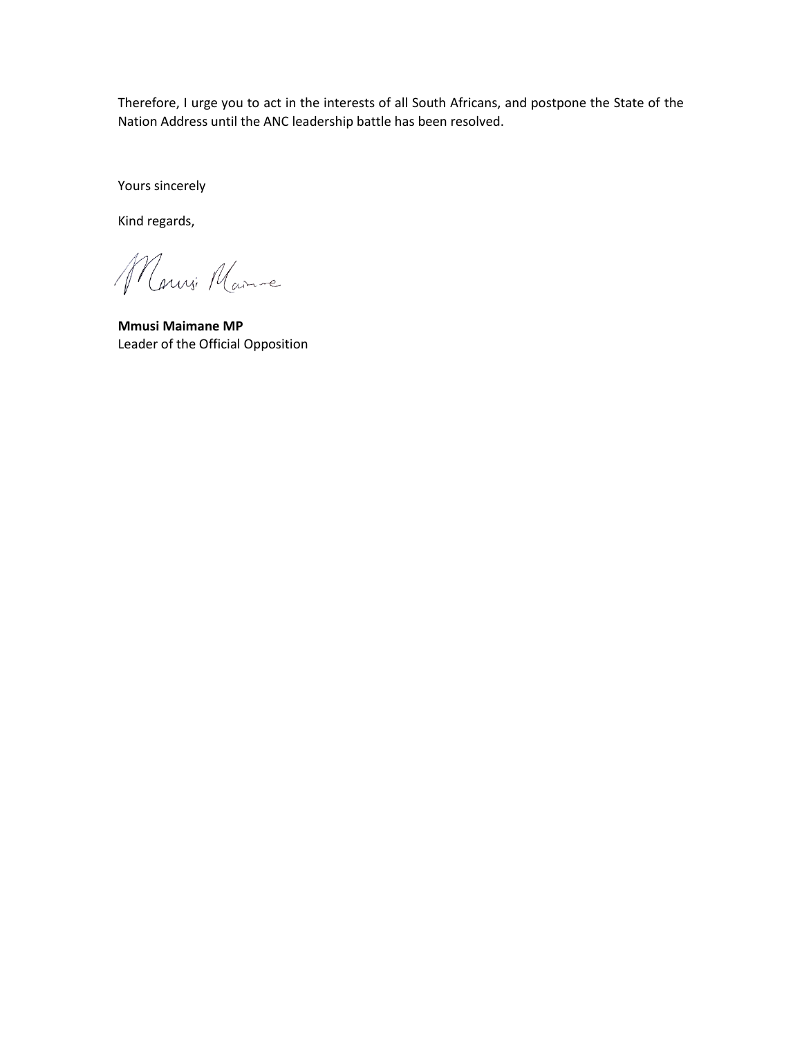Therefore, I urge you to act in the interests of all South Africans, and postpone the State of the Nation Address until the ANC leadership battle has been resolved.

Yours sincerely

Kind regards,

**Mmusi Maimane MP**
Leader of the Official Opposition